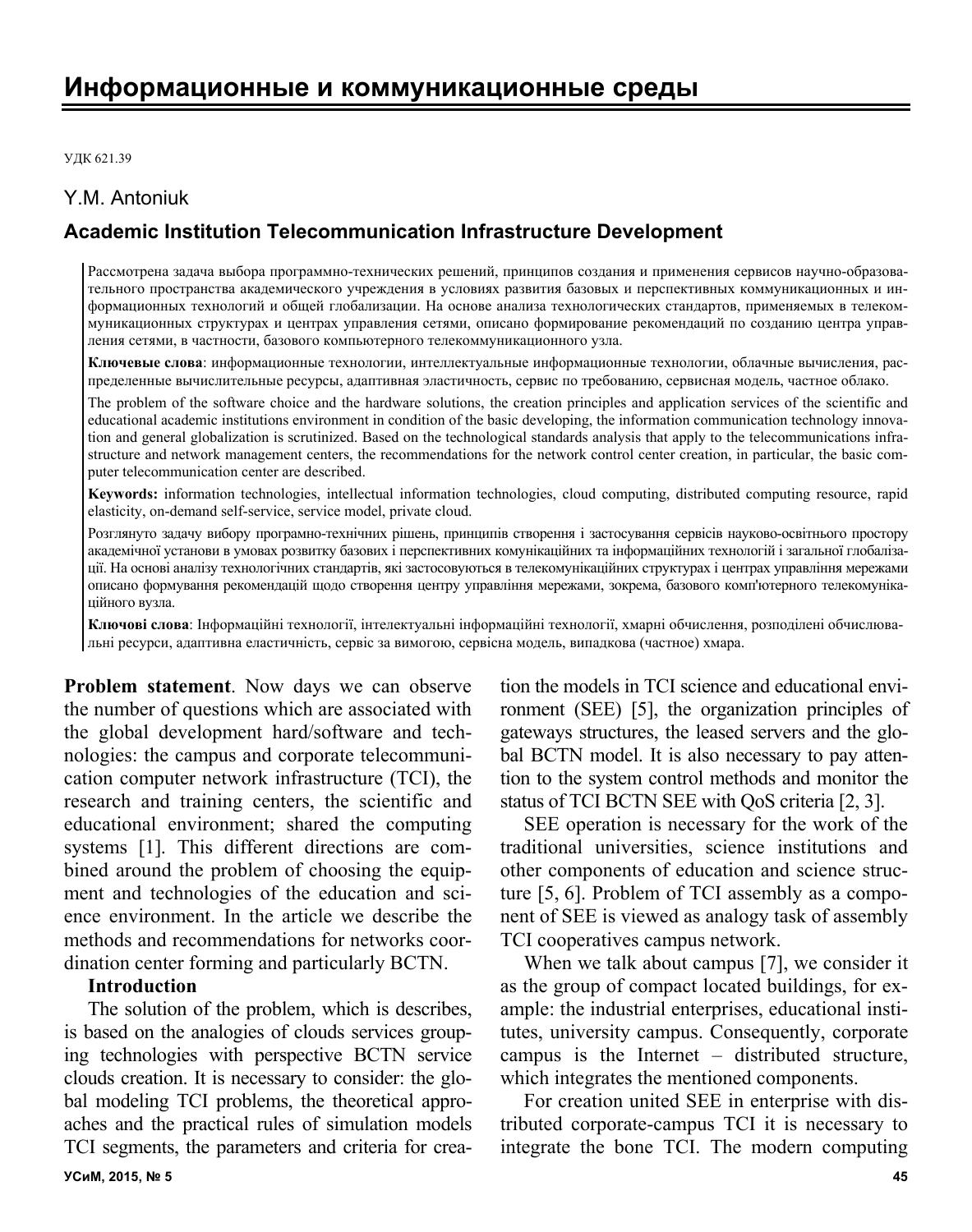# Информационные и коммуникационные среды

УДК 621.39

Y.M. Antoniuk

## Academic Institution Telecommunication Infrastructure Development

Рассмотрена задача выбора программно-технических решений, принципов создания и применения сервисов научно-образовательного пространства академического учреждения в условиях развития базовых и перспективных коммуникационных и информационных технологий и общей глобализации. На основе анализа технологических стандартов, применяемых в телекоммуникационных структурах и центрах управления сетями, описано формирование рекомендаций по созданию центра управления сетями, в частности, базового компьютерного телекоммуникационного узла.

**Ключевые слова**: информационные технологии, интеллектуальные информационные технологии, облачные вычисления, распределенные вычислительные ресурсы, адаптивная эластичность, сервис по требованию, сервисная модель, частное облако.

The problem of the software choice and the hardware solutions, the creation principles and application services of the scientific and educational academic institutions environment in condition of the basic developing, the information communication technology innovation and general globalization is scrutinized. Based on the technological standards analysis that apply to the telecommunications infrastructure and network management centers, the recommendations for the network control center creation, in particular, the basic computer telecommunication center are described.

**Keywords:** information technologies, intellectual information technologies, cloud computing, distributed computing resource, rapid elasticity, on-demand self-service, service model, private cloud.

Розглянуто задачу вибору програмно-технічних рішень, принципів створення і застосування сервісів науково-освітнього простору академічної установи в умовах розвитку базових і перспективних комунікаційних та інформаційних технологій і загальної глобалізації. На основі аналізу технологічних стандартів, які застосовуються в телекомунікаційних структурах і центрах управління мережами описано формування рекомендацій щодо створення центру управління мережами, зокрема, базового комп'ютерного телекомунікаційного вузла.

**Ключові слова**: Інформаційні технології, інтелектуальні інформаційні технології, хмарні обчислення, розподілені обчислювальні ресурси, адаптивна еластичність, сервіс за вимогою, сервісна модель, випадкова (частное) хмара.

**Problem statement**. Now days we can observe the number of questions which are associated with the global development hard/software and technologies: the campus and corporate telecommunication computer network infrastructure (TCI), the research and training centers, the scientific and educational environment; shared the computing systems [1]. This different directions are combined around the problem of choosing the equipment and technologies of the education and science environment. In the article we describe the methods and recommendations for networks coordination center forming and particularly BCTN.

**Introduction**

The solution of the problem, which is describes, is based on the analogies of clouds services grouping technologies with perspective BCTN service clouds creation. It is necessary to consider: the global modeling TCI problems, the theoretical approaches and the practical rules of simulation models TCI segments, the parameters and criteria for creation the models in TCI science and educational environment (SEE) [5], the organization principles of gateways structures, the leased servers and the global BCTN model. It is also necessary to pay attention to the system control methods and monitor the status of TCI BCTN SEE with QoS criteria [2, 3].

SEE operation is necessary for the work of the traditional universities, science institutions and other components of education and science structure [5, 6]. Problem of TCI assembly as a component of SEE is viewed as analogy task of assembly TCI cooperatives campus network.

When we talk about campus [7], we consider it as the group of compact located buildings, for example: the industrial enterprises, educational institutes, university campus. Consequently, corporate campus is the Internet – distributed structure, which integrates the mentioned components.

For creation united SEE in enterprise with distributed corporate-campus TCI it is necessary to integrate the bone TCI. The modern computing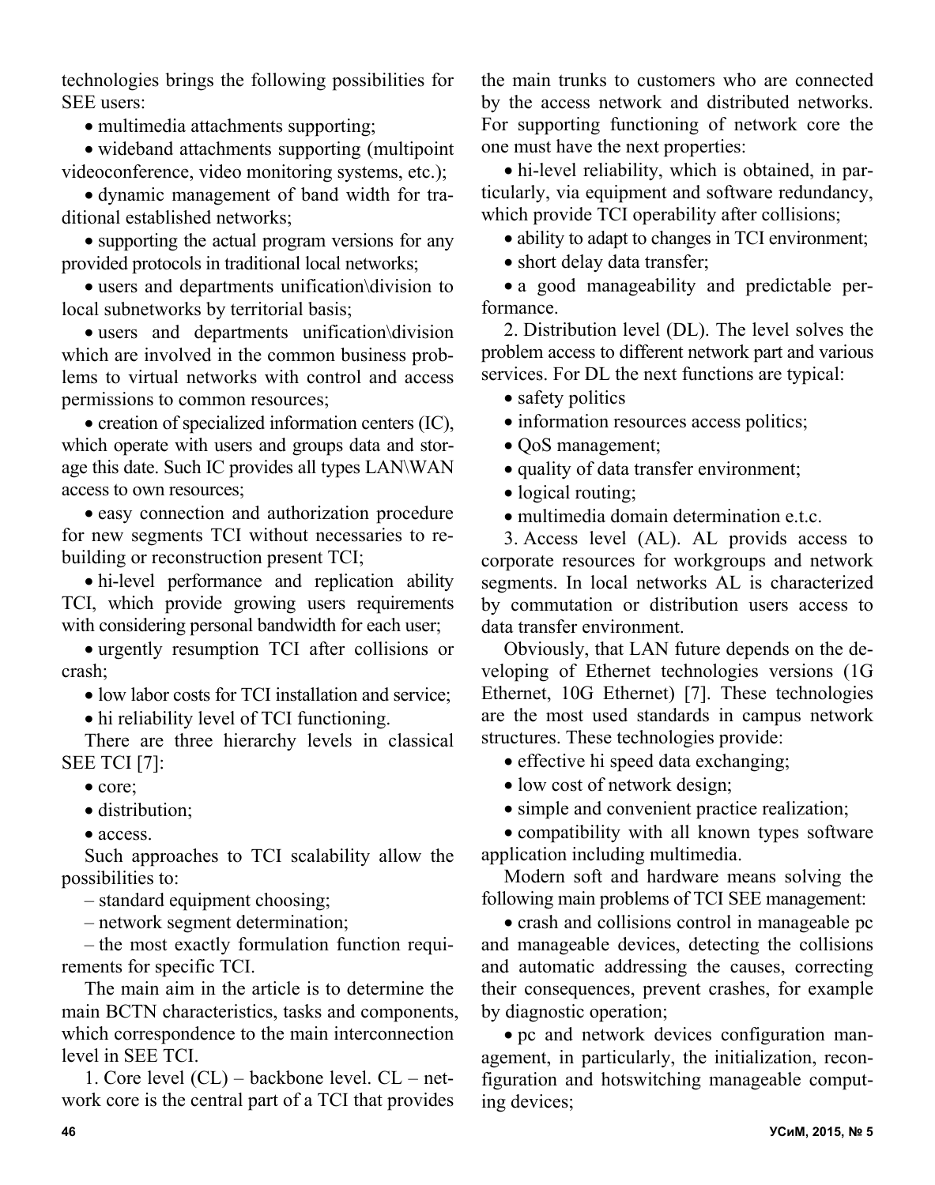technologies brings the following possibilities for SEE users:

- multimedia attachments supporting;
- wideband attachments supporting (multipoint videoconference, video monitoring systems, etc.);
- dynamic management of band width for traditional established networks;
- supporting the actual program versions for any provided protocols in traditional local networks;
- users and departments unification\division to local subnetworks by territorial basis;
- users and departments unification\division which are involved in the common business problems to virtual networks with control and access permissions to common resources;
- creation of specialized information centers (IC), which operate with users and groups data and storage this date. Such IC provides all types LAN\WAN access to own resources;
- easy connection and authorization procedure for new segments TCI without necessaries to rebuilding or reconstruction present TCI;
- hi-level performance and replication ability TCI, which provide growing users requirements with considering personal bandwidth for each user;
- urgently resumption TCI after collisions or crash;
- low labor costs for TCI installation and service;
- hi reliability level of TCI functioning.

There are three hierarchy levels in classical SEE TCI [7]:

- core;
- distribution;
- access.

Such approaches to TCI scalability allow the possibilities to:

– standard equipment choosing;

– network segment determination;

– the most exactly formulation function requirements for specific TCI.

The main aim in the article is to determine the main BCTN characteristics, tasks and components, which correspondence to the main interconnection level in SEE TCI.

1. Core level (CL) – backbone level. CL – network core is the central part of a TCI that provides the main trunks to customers who are connected by the access network and distributed networks. For supporting functioning of network core the one must have the next properties:

- hi-level reliability, which is obtained, in particularly, via equipment and software redundancy, which provide TCI operability after collisions;
- ability to adapt to changes in TCI environment;
- short delay data transfer;
- a good manageability and predictable performance.

2. Distribution level (DL). The level solves the problem access to different network part and various services. For DL the next functions are typical:

- safety politics
- information resources access politics;
- QoS management;
- quality of data transfer environment;
- logical routing;
- multimedia domain determination e.t.c.

3. Access level (AL). AL provids access to corporate resources for workgroups and network segments. In local networks AL is characterized by commutation or distribution users access to data transfer environment.

Obviously, that LAN future depends on the developing of Ethernet technologies versions (1G Ethernet, 10G Ethernet) [7]. These technologies are the most used standards in campus network structures. These technologies provide:

- effective hi speed data exchanging;
- low cost of network design;
- simple and convenient practice realization;
- compatibility with all known types software application including multimedia.

Modern soft and hardware means solving the following main problems of TCI SEE management:

- crash and collisions control in manageable pc and manageable devices, detecting the collisions and automatic addressing the causes, correcting their consequences, prevent crashes, for example by diagnostic operation;
- pc and network devices configuration management, in particularly, the initialization, reconfiguration and hotswitching manageable computing devices;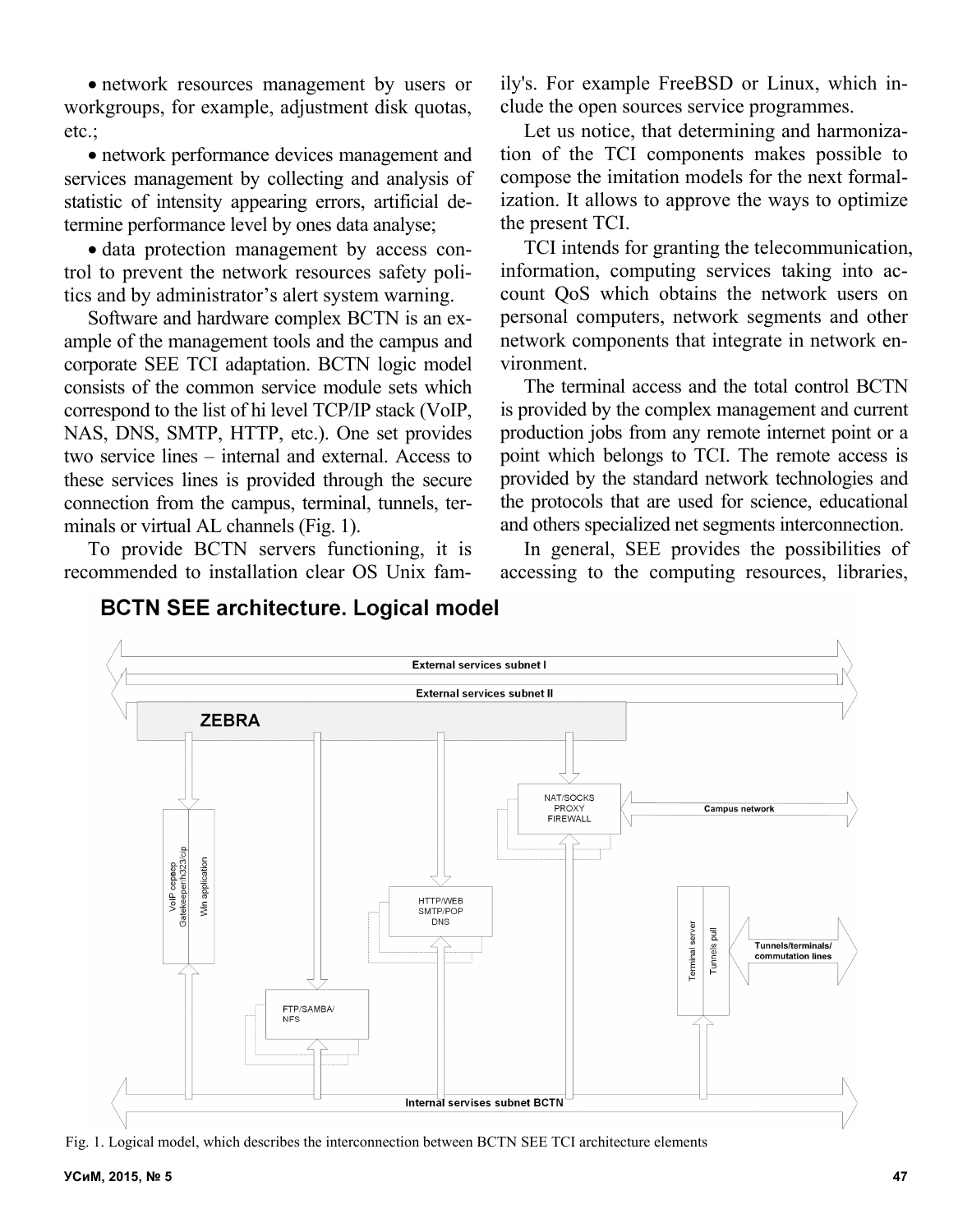- network resources management by users or workgroups, for example, adjustment disk quotas, etc.;
- network performance devices management and services management by collecting and analysis of statistic of intensity appearing errors, artificial determine performance level by ones data analyse;
- data protection management by access control to prevent the network resources safety politics and by administrator's alert system warning.

Software and hardware complex BCTN is an example of the management tools and the campus and corporate SEE TCI adaptation. BCTN logic model consists of the common service module sets which correspond to the list of hi level TCP/IP stack (VoIP, NAS, DNS, SMTP, HTTP, etc.). One set provides two service lines – internal and external. Access to these services lines is provided through the secure connection from the campus, terminal, tunnels, terminals or virtual AL channels (Fig. 1).

To provide BCTN servers functioning, it is recommended to installation clear OS Unix family's. For example FreeBSD or Linux, which include the open sources service programmes.

Let us notice, that determining and harmonization of the TCI components makes possible to compose the imitation models for the next formalization. It allows to approve the ways to optimize the present TCI.

TCI intends for granting the telecommunication, information, computing services taking into account QoS which obtains the network users on personal computers, network segments and other network components that integrate in network environment.

The terminal access and the total control BCTN is provided by the complex management and current production jobs from any remote internet point or a point which belongs to TCI. The remote access is provided by the standard network technologies and the protocols that are used for science, educational and others specialized net segments interconnection.

In general, SEE provides the possibilities of accessing to the computing resources, libraries,

**BCTN SEE architecture. Logical model**

External services subnet I

External services subnet II

ZEBRA

VoIP сервер Gatekeeper/h323/cip | Win application

NAT/SOCKS PROXY FIREWALL

Campus network

HTTP/WEB SMTP/POP DNS

Terminal server | Tunnels pull

Tunnels/terminals/ commutation lines

FTP/SAMBA/ NFS

Internal servises subnet BCTN

Fig. 1. Logical model, which describes the interconnection between BCTN SEE TCI architecture elements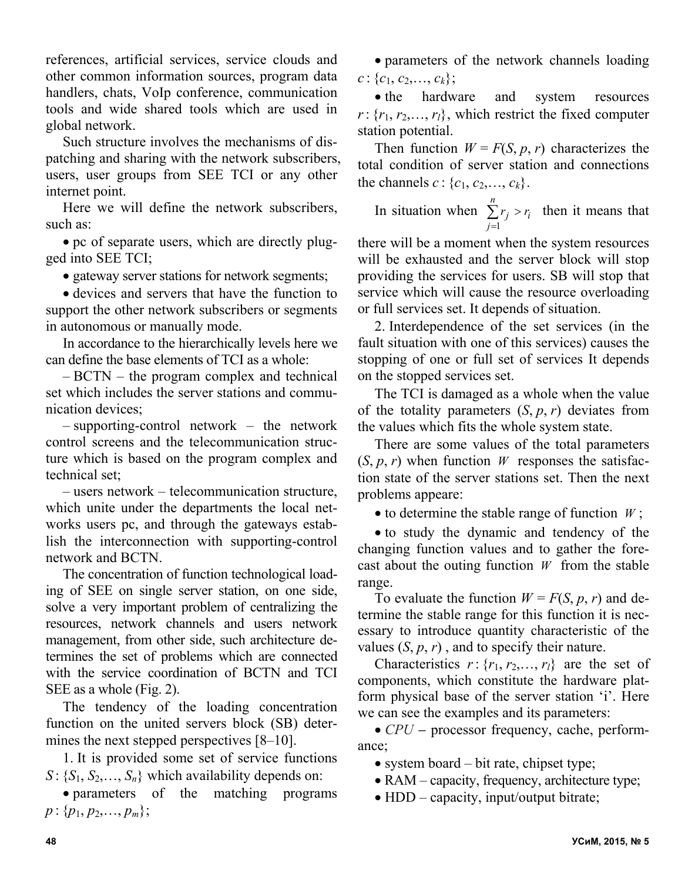references, artificial services, service clouds and other common information sources, program data handlers, chats, VoIp conference, communication tools and wide shared tools which are used in global network.

Such structure involves the mechanisms of dispatching and sharing with the network subscribers, users, user groups from SEE TCI or any other internet point.

Here we will define the network subscribers, such as:

- pc of separate users, which are directly plugged into SEE TCI;
- gateway server stations for network segments;
- devices and servers that have the function to support the other network subscribers or segments in autonomous or manually mode.

In accordance to the hierarchically levels here we can define the base elements of TCI as a whole:

– BCTN – the program complex and technical set which includes the server stations and communication devices;

– supporting-control network – the network control screens and the telecommunication structure which is based on the program complex and technical set;

– users network – telecommunication structure, which unite under the departments the local networks users pc, and through the gateways establish the interconnection with supporting-control network and BCTN.

The concentration of function technological loading of SEE on single server station, on one side, solve a very important problem of centralizing the resources, network channels and users network management, from other side, such architecture determines the set of problems which are connected with the service coordination of BCTN and TCI SEE as a whole (Fig. 2).

The tendency of the loading concentration function on the united servers block (SB) determines the next stepped perspectives [8–10].

1. It is provided some set of service functions $S:\{S_1, S_2,\ldots, S_n\}$ which availability depends on:

- parameters of the matching programs $p:\{p_1, p_2,\ldots, p_m\}$;
- parameters of the network channels loading $c:\{c_1, c_2,\ldots, c_k\}$;
- the hardware and system resources $r:\{r_1, r_2,\ldots, r_l\}$, which restrict the fixed computer station potential.

Then function $W = F(S, p, r)$ characterizes the total condition of server station and connections the channels $c:\{c_1, c_2,\ldots, c_k\}$.

In situation when $\sum_{j=1}^{n} r_j > r_i$ then it means that there will be a moment when the system resources will be exhausted and the server block will stop providing the services for users. SB will stop that service which will cause the resource overloading or full services set. It depends of situation.

2. Interdependence of the set services (in the fault situation with one of this services) causes the stopping of one or full set of services It depends on the stopped services set.

The TCI is damaged as a whole when the value of the totality parameters $(S, p, r)$ deviates from the values which fits the whole system state.

There are some values of the total parameters $(S, p, r)$ when function $W$ responses the satisfaction state of the server stations set. Then the next problems appeare:

- to determine the stable range of function $W$;
- to study the dynamic and tendency of the changing function values and to gather the forecast about the outing function $W$ from the stable range.

To evaluate the function $W = F(S, p, r)$ and determine the stable range for this function it is necessary to introduce quantity characteristic of the values $(S, p, r)$, and to specify their nature.

Characteristics $r:\{r_1, r_2,\ldots, r_l\}$ are the set of components, which constitute the hardware platform physical base of the server station ‘i’. Here we can see the examples and its parameters:

- *CPU* – processor frequency, cache, performance;
- system board – bit rate, chipset type;
- RAM – capacity, frequency, architecture type;
- HDD – capacity, input/output bitrate;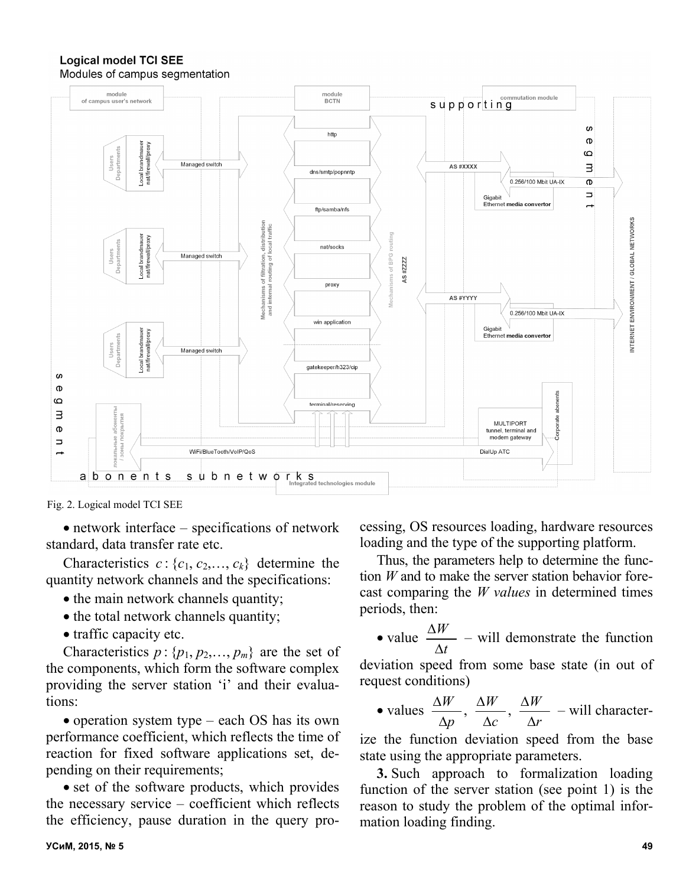Fig. 2. Logical model TCI SEE

- network interface – specifications of network standard, data transfer rate etc.

Characteristics $c : \{c_1, c_2,\ldots, c_k\}$ determine the quantity network channels and the specifications:

- the main network channels quantity;
- the total network channels quantity;
- traffic capacity etc.

Characteristics $p : \{p_1, p_2,\ldots, p_m\}$ are the set of the components, which form the software complex providing the server station 'i' and their evaluations:

- operation system type – each OS has its own performance coefficient, which reflects the time of reaction for fixed software applications set, depending on their requirements;
- set of the software products, which provides the necessary service – coefficient which reflects the efficiency, pause duration in the query processing, OS resources loading, hardware resources loading and the type of the supporting platform.

Thus, the parameters help to determine the function *W* and to make the server station behavior forecast comparing the *W values* in determined times periods, then:

- value $\dfrac{\Delta W}{\Delta t}$ – will demonstrate the function deviation speed from some base state (in out of request conditions)
- values $\dfrac{\Delta W}{\Delta p}$, $\dfrac{\Delta W}{\Delta c}$, $\dfrac{\Delta W}{\Delta r}$ – will characterize the function deviation speed from the base state using the appropriate parameters.

**3.** Such approach to formalization loading function of the server station (see point 1) is the reason to study the problem of the optimal information loading finding.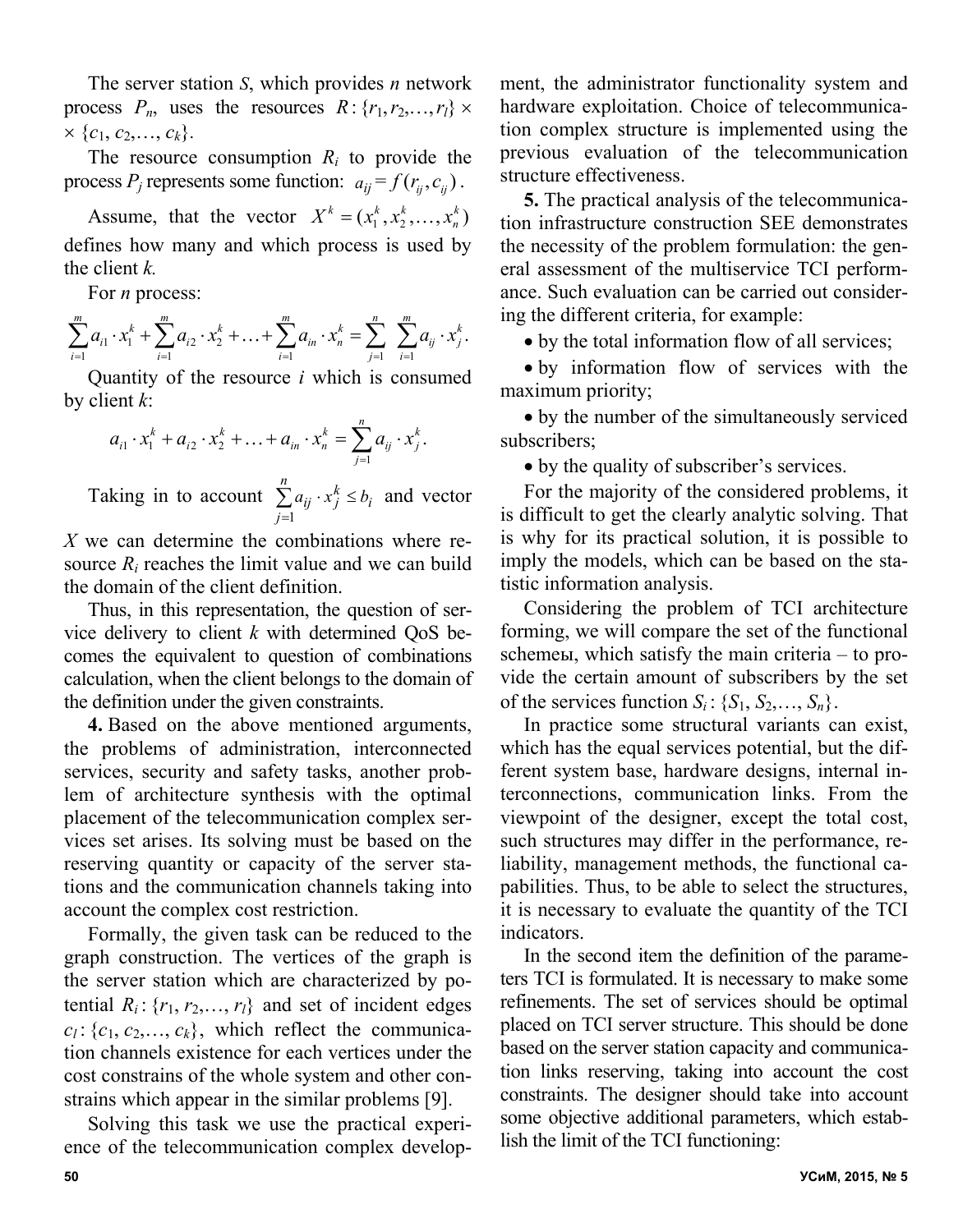The server station $S$, which provides $n$ network process $P_n$, uses the resources $R:\{r_1, r_2, \ldots, r_l\} \times \{c_1, c_2, \ldots, c_k\}$.

The resource consumption $R_i$ to provide the process $P_j$ represents some function: $a_{ij} = f(r_{ij}, c_{ij})$.

Assume, that the vector $X^k = (x_1^k, x_2^k, \ldots, x_n^k)$ defines how many and which process is used by the client $k$.

For $n$ process:

$$\sum_{i=1}^{m} a_{i1} \cdot x_1^k + \sum_{i=1}^{m} a_{i2} \cdot x_2^k + \ldots + \sum_{i=1}^{m} a_{in} \cdot x_n^k = \sum_{j=1}^{n} \sum_{i=1}^{m} a_{ij} \cdot x_j^k .$$

Quantity of the resource $i$ which is consumed by client $k$:

$$a_{i1} \cdot x_1^k + a_{i2} \cdot x_2^k + \ldots + a_{in} \cdot x_n^k = \sum_{j=1}^{n} a_{ij} \cdot x_j^k .$$

Taking in to account $\sum_{j=1}^{n} a_{ij} \cdot x_j^k \leq b_i$ and vector $X$ we can determine the combinations where resource $R_i$ reaches the limit value and we can build the domain of the client definition.

Thus, in this representation, the question of service delivery to client $k$ with determined QoS becomes the equivalent to question of combinations calculation, when the client belongs to the domain of the definition under the given constraints.

**4.** Based on the above mentioned arguments, the problems of administration, interconnected services, security and safety tasks, another problem of architecture synthesis with the optimal placement of the telecommunication complex services set arises. Its solving must be based on the reserving quantity or capacity of the server stations and the communication channels taking into account the complex cost restriction.

Formally, the given task can be reduced to the graph construction. The vertices of the graph is the server station which are characterized by potential $R_i:\{r_1, r_2, \ldots, r_l\}$ and set of incident edges $c_l:\{c_1, c_2, \ldots, c_k\}$, which reflect the communication channels existence for each vertices under the cost constrains of the whole system and other constrains which appear in the similar problems [9].

Solving this task we use the practical experience of the telecommunication complex development, the administrator functionality system and hardware exploitation. Choice of telecommunication complex structure is implemented using the previous evaluation of the telecommunication structure effectiveness.

**5.** The practical analysis of the telecommunication infrastructure construction SEE demonstrates the necessity of the problem formulation: the general assessment of the multiservice TCI performance. Such evaluation can be carried out considering the different criteria, for example:

- by the total information flow of all services;
- by information flow of services with the maximum priority;
- by the number of the simultaneously serviced subscribers;
- by the quality of subscriber's services.

For the majority of the considered problems, it is difficult to get the clearly analytic solving. That is why for its practical solution, it is possible to imply the models, which can be based on the statistic information analysis.

Considering the problem of TCI architecture forming, we will compare the set of the functional schemeы, which satisfy the main criteria – to provide the certain amount of subscribers by the set of the services function $S_i:\{S_1, S_2, \ldots, S_n\}$.

In practice some structural variants can exist, which has the equal services potential, but the different system base, hardware designs, internal interconnections, communication links. From the viewpoint of the designer, except the total cost, such structures may differ in the performance, reliability, management methods, the functional capabilities. Thus, to be able to select the structures, it is necessary to evaluate the quantity of the TCI indicators.

In the second item the definition of the parameters TCI is formulated. It is necessary to make some refinements. The set of services should be optimal placed on TCI server structure. This should be done based on the server station capacity and communication links reserving, taking into account the cost constraints. The designer should take into account some objective additional parameters, which establish the limit of the TCI functioning: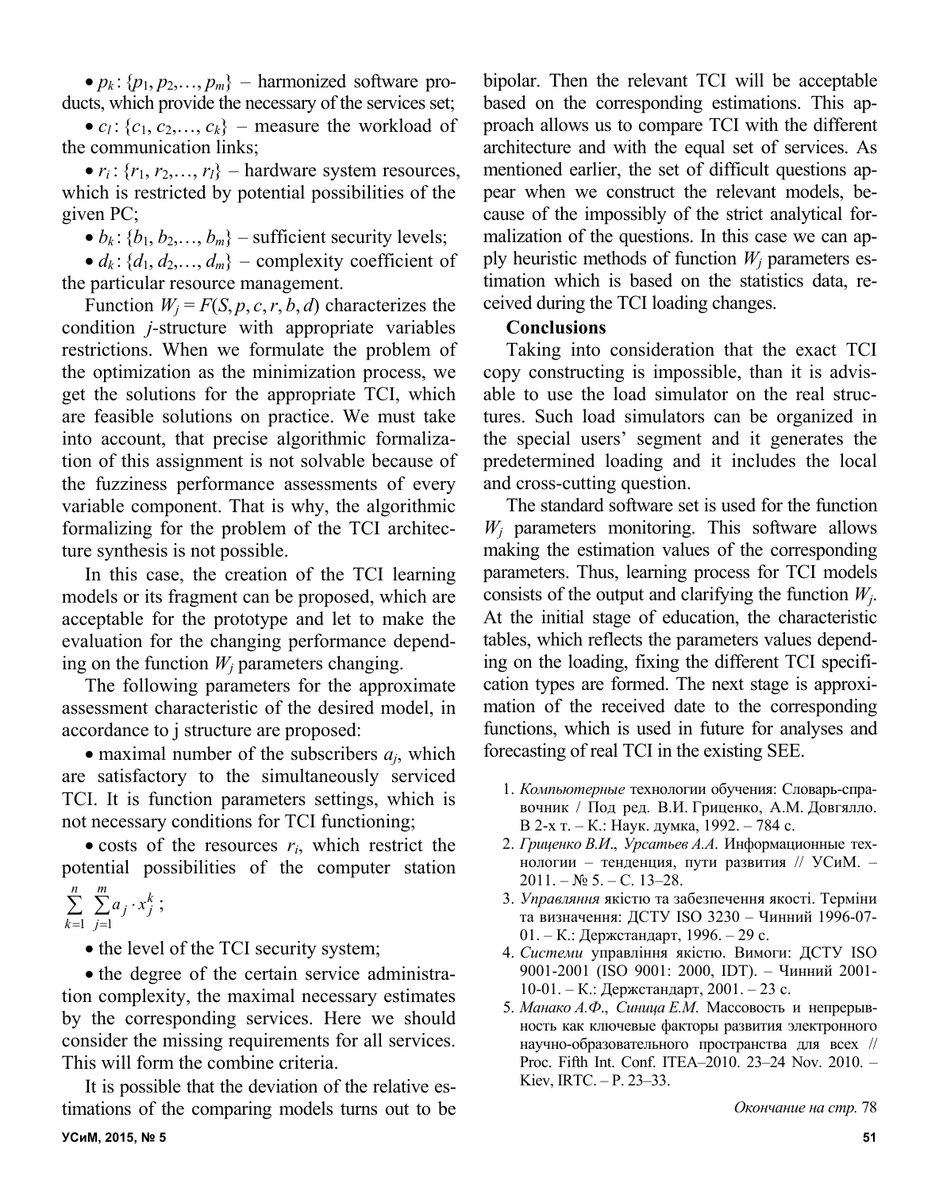- $p_k : \{p_1, p_2,\ldots, p_m\}$ – harmonized software products, which provide the necessary of the services set;
- $c_l : \{c_1, c_2,\ldots, c_k\}$ – measure the workload of the communication links;
- $r_i : \{r_1, r_2,\ldots, r_l\}$ – hardware system resources, which is restricted by potential possibilities of the given PC;
- $b_k : \{b_1, b_2,\ldots, b_m\}$ – sufficient security levels;
- $d_k : \{d_1, d_2,\ldots, d_m\}$ – complexity coefficient of the particular resource management.

Function $W_j = F(S, p, c, r, b, d)$ characterizes the condition *j*-structure with appropriate variables restrictions. When we formulate the problem of the optimization as the minimization process, we get the solutions for the appropriate TCI, which are feasible solutions on practice. We must take into account, that precise algorithmic formalization of this assignment is not solvable because of the fuzziness performance assessments of every variable component. That is why, the algorithmic formalizing for the problem of the TCI architecture synthesis is not possible.

In this case, the creation of the TCI learning models or its fragment can be proposed, which are acceptable for the prototype and let to make the evaluation for the changing performance depending on the function $W_j$ parameters changing.

The following parameters for the approximate assessment characteristic of the desired model, in accordance to j structure are proposed:

- maximal number of the subscribers $a_j$, which are satisfactory to the simultaneously serviced TCI. It is function parameters settings, which is not necessary conditions for TCI functioning;
- costs of the resources $r_i$, which restrict the potential possibilities of the computer station $\sum_{k=1}^{n} \sum_{j=1}^{m} a_j \cdot x_j^k$;
- the level of the TCI security system;
- the degree of the certain service administration complexity, the maximal necessary estimates by the corresponding services. Here we should consider the missing requirements for all services. This will form the combine criteria.

It is possible that the deviation of the relative estimations of the comparing models turns out to be bipolar. Then the relevant TCI will be acceptable based on the corresponding estimations. This approach allows us to compare TCI with the different architecture and with the equal set of services. As mentioned earlier, the set of difficult questions appear when we construct the relevant models, because of the impossibly of the strict analytical formalization of the questions. In this case we can apply heuristic methods of function $W_j$ parameters estimation which is based on the statistics data, received during the TCI loading changes.

**Conclusions**

Taking into consideration that the exact TCI copy constructing is impossible, than it is advisable to use the load simulator on the real structures. Such load simulators can be organized in the special users' segment and it generates the predetermined loading and it includes the local and cross-cutting question.

The standard software set is used for the function $W_j$ parameters monitoring. This software allows making the estimation values of the corresponding parameters. Thus, learning process for TCI models consists of the output and clarifying the function $W_j$. At the initial stage of education, the characteristic tables, which reflects the parameters values depending on the loading, fixing the different TCI specification types are formed. The next stage is approximation of the received date to the corresponding functions, which is used in future for analyses and forecasting of real TCI in the existing SEE.

1. *Компьютерные* технологии обучения: Словарь-справочник / Под ред. В.И. Гриценко, А.М. Довгялло. В 2-х т. – К.: Наук. думка, 1992. – 784 с.
2. *Гриценко В.И*., *Урсатьев А.А*. Информационные технологии – тенденция, пути развития // УСиМ. – 2011. – № 5. – С. 13–28.
3. *Управляння* якістю та забезпечення якості. Терміни та визначення: ДСТУ ISO 3230 – Чинний 1996-07-01. – К.: Держстандарт, 1996. – 29 с.
4. *Системи* управління якістю. Вимоги: ДСТУ ISO 9001-2001 (ISO 9001: 2000, IDT). – Чинний 2001-10-01. – К.: Держстандарт, 2001. – 23 с.
5. *Манако А.Ф*., *Синица Е.М*. Массовость и непрерывность как ключевые факторы развития электронного научно-образовательного пространства для всех // Proc. Fifth Int. Conf. ITEA–2010. 23–24 Nov. 2010. – Kiev, IRTC. – P. 23–33.

*Окончание на стр.* 78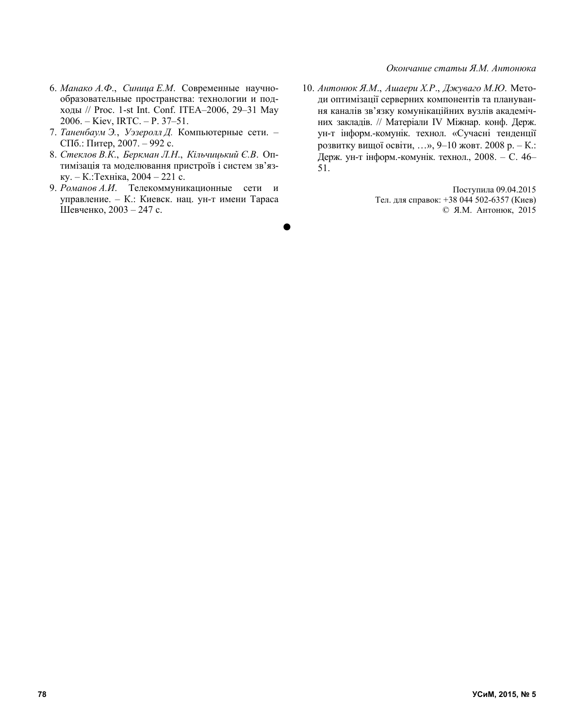*Окончание статьи Я.М. Антонюка*

6. *Манако А.Ф.*, *Синица Е.М.* Современные научно-образовательные пространства: технологии и подходы // Proc. 1-st Int. Conf. ITEA–2006, 29–31 May 2006. – Kiev, IRTC. – P. 37–51.
7. *Таненбаум Э.*, *Уэзеролл Д.* Компьютерные сети. – СПб.: Питер, 2007. – 992 с.
8. *Стеклов В.К.*, *Беркман Л.Н.*, *Кільчицький Є.В.* Оптимізація та моделювання пристроїв і систем зв'язку. – К.:Техніка, 2004 – 221 с.
9. *Романов А.И.* Телекоммуникационные сети и управление. – К.: Киевск. нац. ун-т имени Тараса Шевченко, 2003 – 247 с.
10. *Антонюк Я.М.*, *Ашаери Х.Р.*, *Джуваго М.Ю.* Методи оптимізації серверних компонентів та планування каналів зв'язку комунікаційних вузлів академічних закладів. // Матеріали IV Міжнар. конф. Держ. ун-т інформ.-комунік. технол. «Сучасні тенденції розвитку вищої освіти, …», 9–10 жовт. 2008 р. – К.: Держ. ун-т інформ.-комунік. технол., 2008. – С. 46–51.

Поступила 09.04.2015
Тел. для справок: +38 044 502-6357 (Киев)
© Я.М. Антонюк, 2015